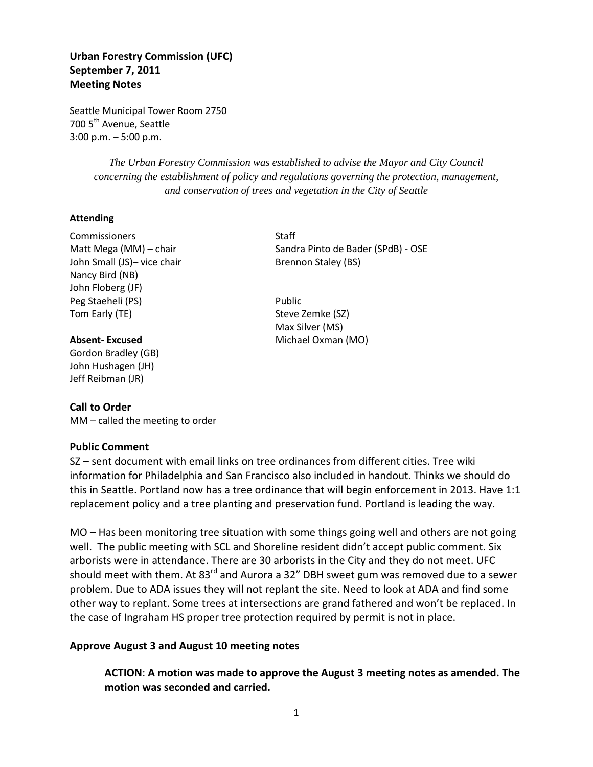**Urban Forestry Commission (UFC)**
**September 7, 2011**
**Meeting Notes**

Seattle Municipal Tower Room 2750
700 5th Avenue, Seattle
3:00 p.m. – 5:00 p.m.

*The Urban Forestry Commission was established to advise the Mayor and City Council concerning the establishment of policy and regulations governing the protection, management, and conservation of trees and vegetation in the City of Seattle*

**Attending**

Commissioners
Matt Mega (MM) – chair
John Small (JS)– vice chair
Nancy Bird (NB)
John Floberg (JF)
Peg Staeheli (PS)
Tom Early (TE)

**Absent- Excused**
Gordon Bradley (GB)
John Hushagen (JH)
Jeff Reibman (JR)

Staff
Sandra Pinto de Bader (SPdB) - OSE
Brennon Staley (BS)

Public
Steve Zemke (SZ)
Max Silver (MS)
Michael Oxman (MO)

## Call to Order

MM – called the meeting to order

## Public Comment

SZ – sent document with email links on tree ordinances from different cities. Tree wiki information for Philadelphia and San Francisco also included in handout. Thinks we should do this in Seattle. Portland now has a tree ordinance that will begin enforcement in 2013. Have 1:1 replacement policy and a tree planting and preservation fund. Portland is leading the way.

MO – Has been monitoring tree situation with some things going well and others are not going well. The public meeting with SCL and Shoreline resident didn't accept public comment. Six arborists were in attendance. There are 30 arborists in the City and they do not meet. UFC should meet with them. At 83rd and Aurora a 32" DBH sweet gum was removed due to a sewer problem. Due to ADA issues they will not replant the site. Need to look at ADA and find some other way to replant. Some trees at intersections are grand fathered and won't be replaced. In the case of Ingraham HS proper tree protection required by permit is not in place.

## Approve August 3 and August 10 meeting notes

**ACTION**: **A motion was made to approve the August 3 meeting notes as amended. The motion was seconded and carried.**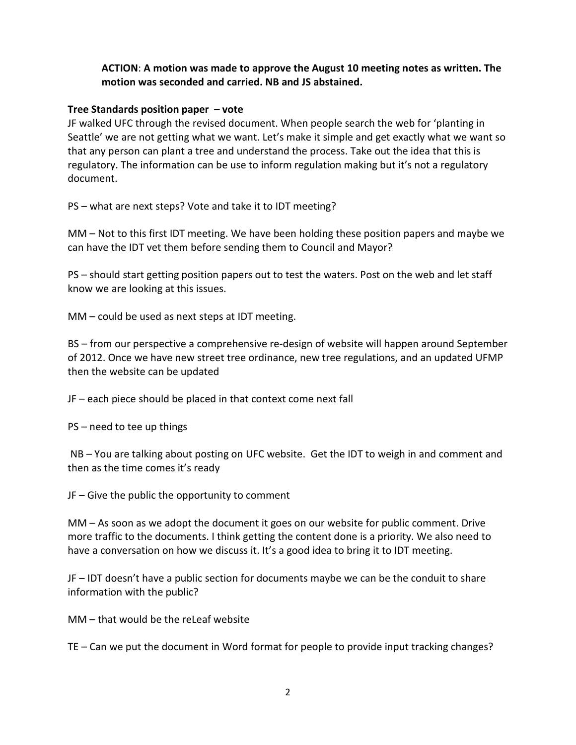**ACTION**: **A motion was made to approve the August 10 meeting notes as written. The motion was seconded and carried. NB and JS abstained.**

**Tree Standards position paper – vote**

JF walked UFC through the revised document. When people search the web for 'planting in Seattle' we are not getting what we want. Let's make it simple and get exactly what we want so that any person can plant a tree and understand the process. Take out the idea that this is regulatory. The information can be use to inform regulation making but it's not a regulatory document.

PS – what are next steps? Vote and take it to IDT meeting?

MM – Not to this first IDT meeting. We have been holding these position papers and maybe we can have the IDT vet them before sending them to Council and Mayor?

PS – should start getting position papers out to test the waters. Post on the web and let staff know we are looking at this issues.

MM – could be used as next steps at IDT meeting.

BS – from our perspective a comprehensive re-design of website will happen around September of 2012. Once we have new street tree ordinance, new tree regulations, and an updated UFMP then the website can be updated

JF – each piece should be placed in that context come next fall

PS – need to tee up things

NB – You are talking about posting on UFC website. Get the IDT to weigh in and comment and then as the time comes it's ready

JF – Give the public the opportunity to comment

MM – As soon as we adopt the document it goes on our website for public comment. Drive more traffic to the documents. I think getting the content done is a priority. We also need to have a conversation on how we discuss it. It's a good idea to bring it to IDT meeting.

JF – IDT doesn't have a public section for documents maybe we can be the conduit to share information with the public?

MM – that would be the reLeaf website

TE – Can we put the document in Word format for people to provide input tracking changes?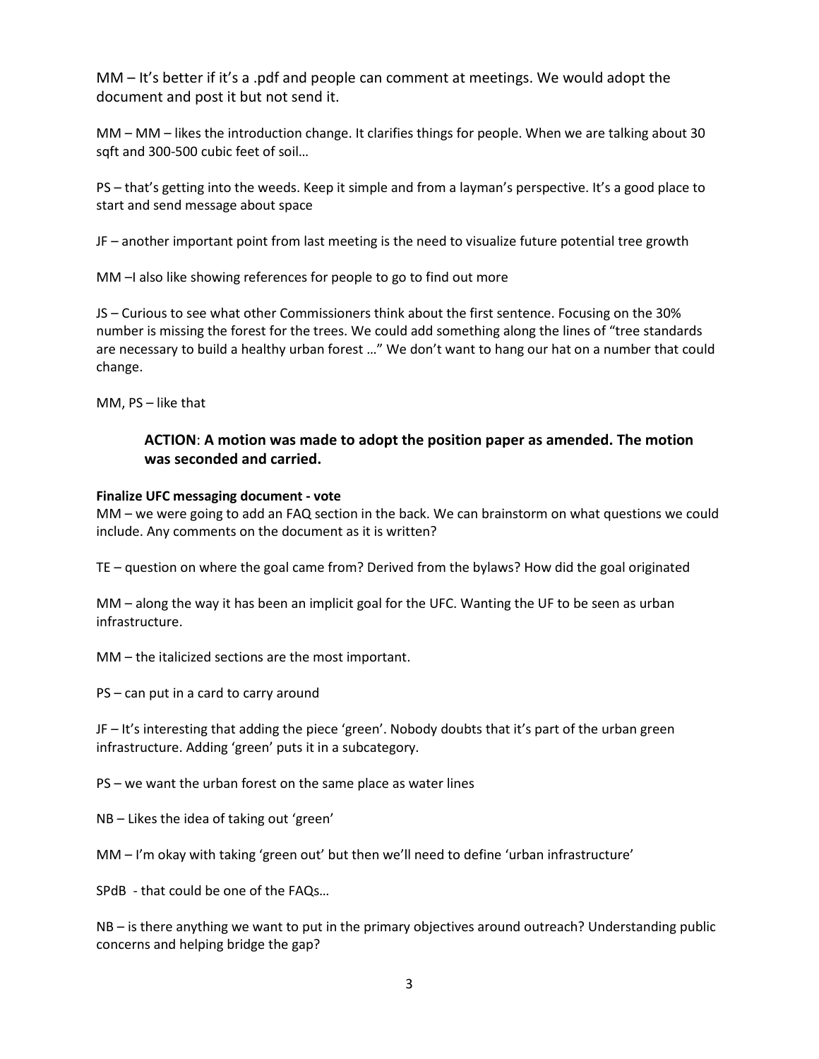MM – It's better if it's a .pdf and people can comment at meetings. We would adopt the document and post it but not send it.

MM – MM – likes the introduction change. It clarifies things for people. When we are talking about 30 sqft and 300-500 cubic feet of soil…

PS – that's getting into the weeds. Keep it simple and from a layman's perspective. It's a good place to start and send message about space

JF – another important point from last meeting is the need to visualize future potential tree growth

MM –I also like showing references for people to go to find out more

JS – Curious to see what other Commissioners think about the first sentence. Focusing on the 30% number is missing the forest for the trees. We could add something along the lines of "tree standards are necessary to build a healthy urban forest …" We don't want to hang our hat on a number that could change.

MM, PS – like that

> **ACTION**: **A motion was made to adopt the position paper as amended. The motion was seconded and carried.**

**Finalize UFC messaging document - vote**

MM – we were going to add an FAQ section in the back. We can brainstorm on what questions we could include. Any comments on the document as it is written?

TE – question on where the goal came from? Derived from the bylaws? How did the goal originated

MM – along the way it has been an implicit goal for the UFC. Wanting the UF to be seen as urban infrastructure.

MM – the italicized sections are the most important.

PS – can put in a card to carry around

JF – It's interesting that adding the piece 'green'. Nobody doubts that it's part of the urban green infrastructure. Adding 'green' puts it in a subcategory.

PS – we want the urban forest on the same place as water lines

NB – Likes the idea of taking out 'green'

MM – I'm okay with taking 'green out' but then we'll need to define 'urban infrastructure'

SPdB - that could be one of the FAQs…

NB – is there anything we want to put in the primary objectives around outreach? Understanding public concerns and helping bridge the gap?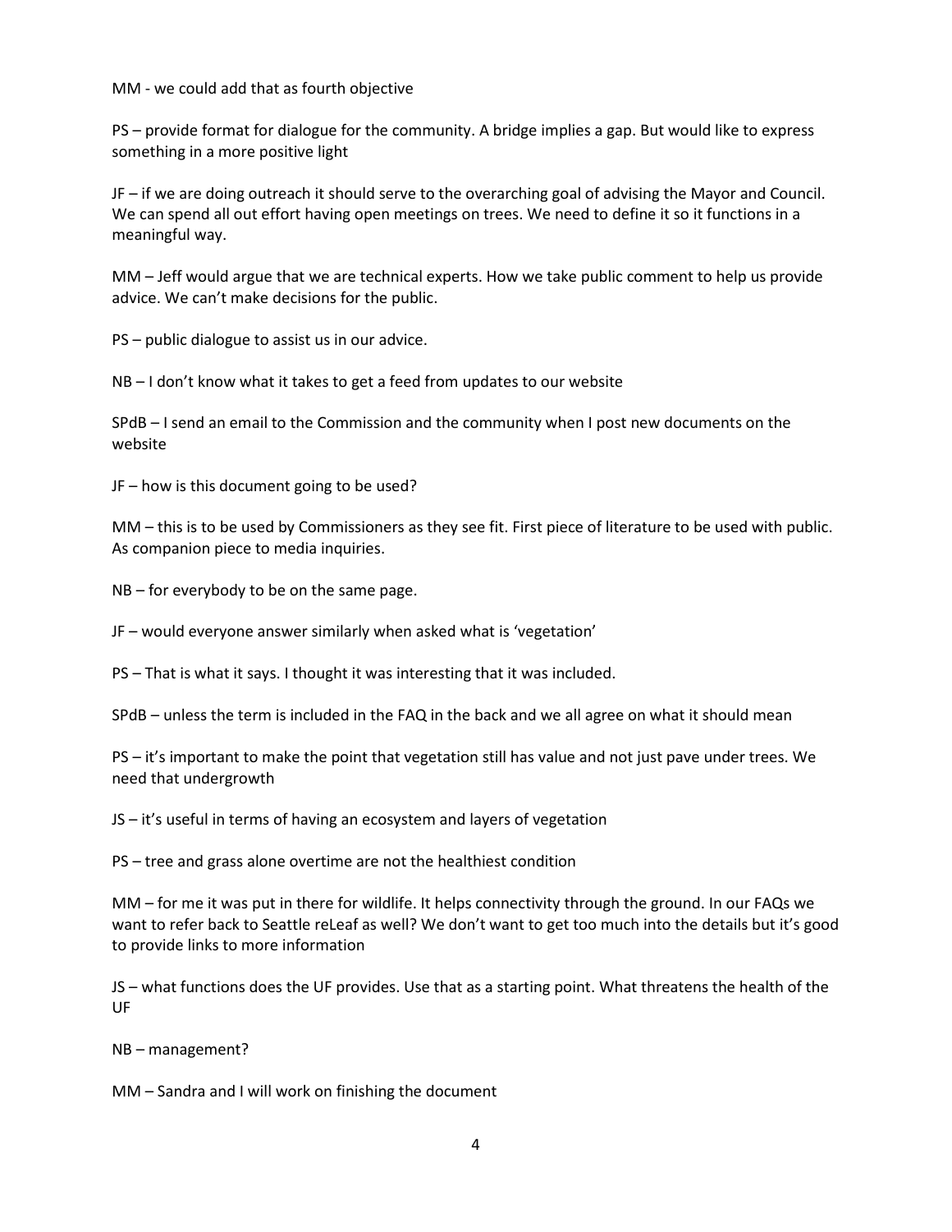MM - we could add that as fourth objective

PS – provide format for dialogue for the community. A bridge implies a gap. But would like to express something in a more positive light

JF – if we are doing outreach it should serve to the overarching goal of advising the Mayor and Council. We can spend all out effort having open meetings on trees. We need to define it so it functions in a meaningful way.

MM – Jeff would argue that we are technical experts. How we take public comment to help us provide advice. We can't make decisions for the public.

PS – public dialogue to assist us in our advice.

NB – I don't know what it takes to get a feed from updates to our website

SPdB – I send an email to the Commission and the community when I post new documents on the website

JF – how is this document going to be used?

MM – this is to be used by Commissioners as they see fit. First piece of literature to be used with public. As companion piece to media inquiries.

NB – for everybody to be on the same page.

JF – would everyone answer similarly when asked what is 'vegetation'

PS – That is what it says. I thought it was interesting that it was included.

SPdB – unless the term is included in the FAQ in the back and we all agree on what it should mean

PS – it's important to make the point that vegetation still has value and not just pave under trees. We need that undergrowth

JS – it's useful in terms of having an ecosystem and layers of vegetation

PS – tree and grass alone overtime are not the healthiest condition

MM – for me it was put in there for wildlife. It helps connectivity through the ground. In our FAQs we want to refer back to Seattle reLeaf as well? We don't want to get too much into the details but it's good to provide links to more information

JS – what functions does the UF provides. Use that as a starting point. What threatens the health of the UF

NB – management?

MM – Sandra and I will work on finishing the document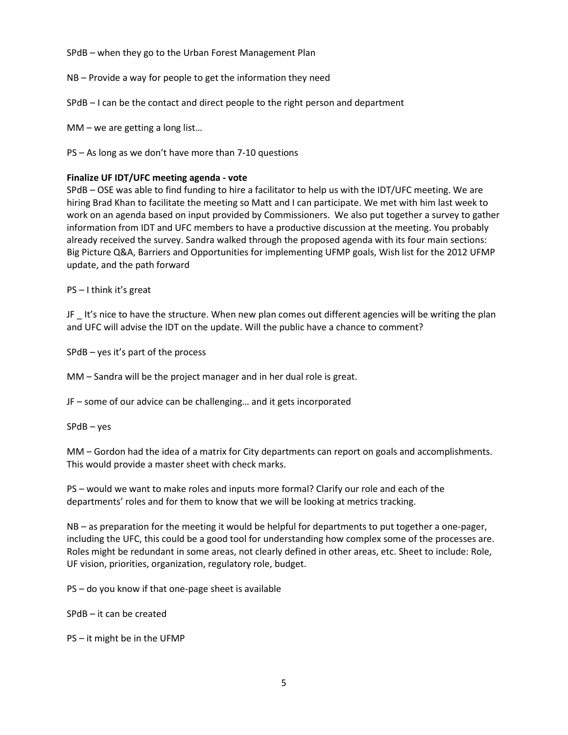SPdB – when they go to the Urban Forest Management Plan

NB – Provide a way for people to get the information they need

SPdB – I can be the contact and direct people to the right person and department

MM – we are getting a long list…

PS – As long as we don't have more than 7-10 questions

**Finalize UF IDT/UFC meeting agenda - vote**

SPdB – OSE was able to find funding to hire a facilitator to help us with the IDT/UFC meeting. We are hiring Brad Khan to facilitate the meeting so Matt and I can participate. We met with him last week to work on an agenda based on input provided by Commissioners. We also put together a survey to gather information from IDT and UFC members to have a productive discussion at the meeting. You probably already received the survey. Sandra walked through the proposed agenda with its four main sections: Big Picture Q&A, Barriers and Opportunities for implementing UFMP goals, Wish list for the 2012 UFMP update, and the path forward

PS – I think it's great

JF _ It's nice to have the structure. When new plan comes out different agencies will be writing the plan and UFC will advise the IDT on the update. Will the public have a chance to comment?

SPdB – yes it's part of the process

MM – Sandra will be the project manager and in her dual role is great.

JF – some of our advice can be challenging… and it gets incorporated

SPdB – yes

MM – Gordon had the idea of a matrix for City departments can report on goals and accomplishments. This would provide a master sheet with check marks.

PS – would we want to make roles and inputs more formal? Clarify our role and each of the departments' roles and for them to know that we will be looking at metrics tracking.

NB – as preparation for the meeting it would be helpful for departments to put together a one-pager, including the UFC, this could be a good tool for understanding how complex some of the processes are. Roles might be redundant in some areas, not clearly defined in other areas, etc. Sheet to include: Role, UF vision, priorities, organization, regulatory role, budget.

PS – do you know if that one-page sheet is available

SPdB – it can be created

PS – it might be in the UFMP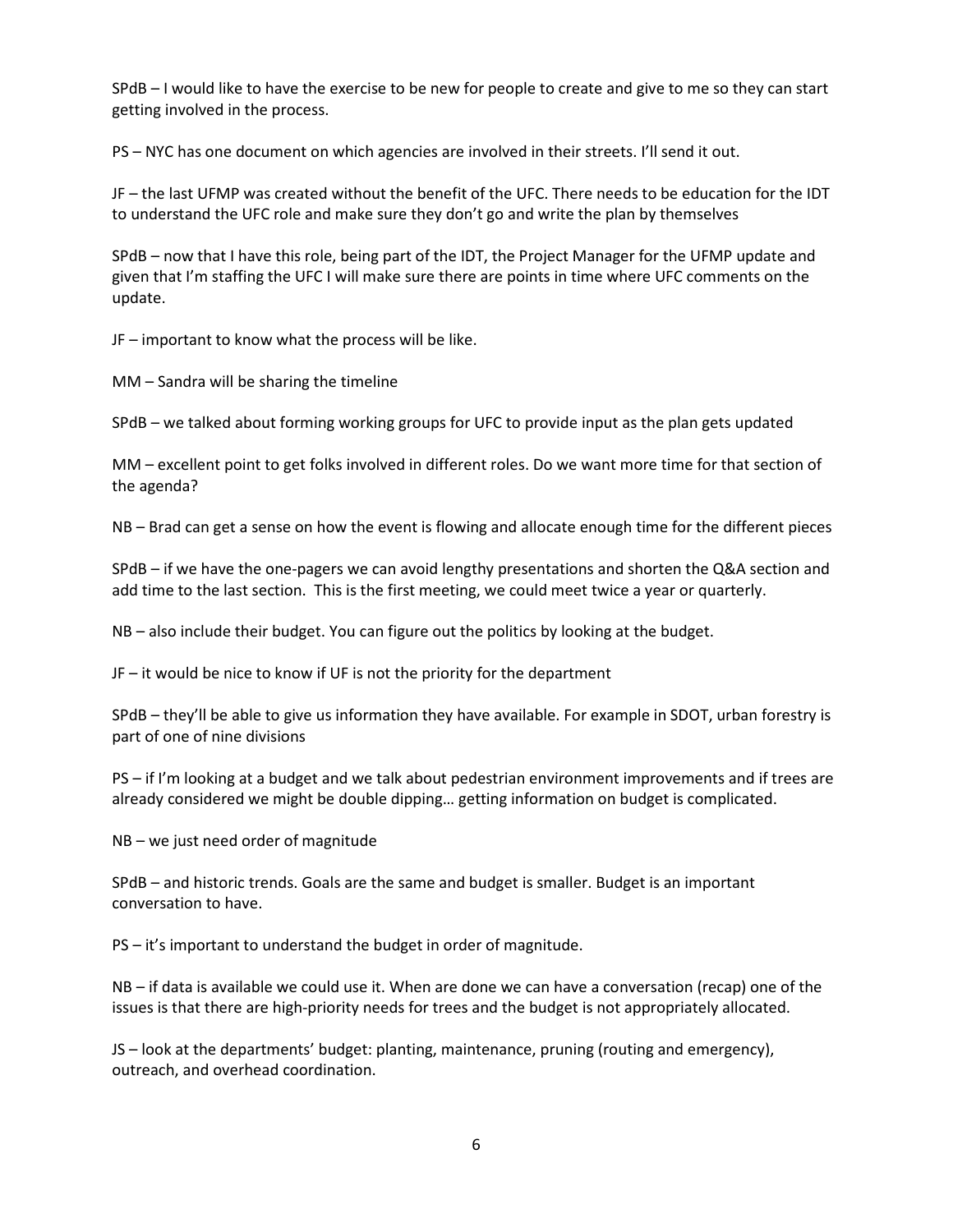SPdB – I would like to have the exercise to be new for people to create and give to me so they can start getting involved in the process.

PS – NYC has one document on which agencies are involved in their streets. I'll send it out.

JF – the last UFMP was created without the benefit of the UFC. There needs to be education for the IDT to understand the UFC role and make sure they don't go and write the plan by themselves

SPdB – now that I have this role, being part of the IDT, the Project Manager for the UFMP update and given that I'm staffing the UFC I will make sure there are points in time where UFC comments on the update.

JF – important to know what the process will be like.

MM – Sandra will be sharing the timeline

SPdB – we talked about forming working groups for UFC to provide input as the plan gets updated

MM – excellent point to get folks involved in different roles. Do we want more time for that section of the agenda?

NB – Brad can get a sense on how the event is flowing and allocate enough time for the different pieces

SPdB – if we have the one-pagers we can avoid lengthy presentations and shorten the Q&A section and add time to the last section. This is the first meeting, we could meet twice a year or quarterly.

NB – also include their budget. You can figure out the politics by looking at the budget.

JF – it would be nice to know if UF is not the priority for the department

SPdB – they'll be able to give us information they have available. For example in SDOT, urban forestry is part of one of nine divisions

PS – if I'm looking at a budget and we talk about pedestrian environment improvements and if trees are already considered we might be double dipping… getting information on budget is complicated.

NB – we just need order of magnitude

SPdB – and historic trends. Goals are the same and budget is smaller. Budget is an important conversation to have.

PS – it's important to understand the budget in order of magnitude.

NB – if data is available we could use it. When are done we can have a conversation (recap) one of the issues is that there are high-priority needs for trees and the budget is not appropriately allocated.

JS – look at the departments' budget: planting, maintenance, pruning (routing and emergency), outreach, and overhead coordination.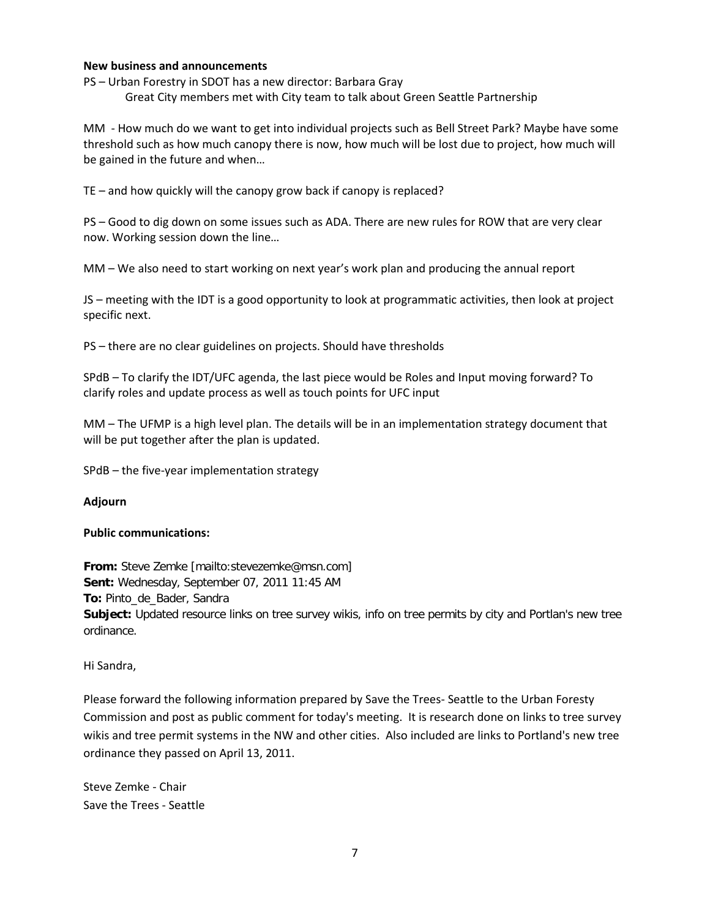**New business and announcements**

PS – Urban Forestry in SDOT has a new director: Barbara Gray

Great City members met with City team to talk about Green Seattle Partnership

MM - How much do we want to get into individual projects such as Bell Street Park? Maybe have some threshold such as how much canopy there is now, how much will be lost due to project, how much will be gained in the future and when…

TE – and how quickly will the canopy grow back if canopy is replaced?

PS – Good to dig down on some issues such as ADA. There are new rules for ROW that are very clear now. Working session down the line…

MM – We also need to start working on next year's work plan and producing the annual report

JS – meeting with the IDT is a good opportunity to look at programmatic activities, then look at project specific next.

PS – there are no clear guidelines on projects. Should have thresholds

SPdB – To clarify the IDT/UFC agenda, the last piece would be Roles and Input moving forward? To clarify roles and update process as well as touch points for UFC input

MM – The UFMP is a high level plan. The details will be in an implementation strategy document that will be put together after the plan is updated.

SPdB – the five-year implementation strategy

**Adjourn**

**Public communications:**

**From:** Steve Zemke [mailto:stevezemke@msn.com]
**Sent:** Wednesday, September 07, 2011 11:45 AM
**To:** Pinto_de_Bader, Sandra
**Subject:** Updated resource links on tree survey wikis, info on tree permits by city and Portlan's new tree ordinance.

Hi Sandra,

Please forward the following information prepared by Save the Trees- Seattle to the Urban Foresty Commission and post as public comment for today's meeting. It is research done on links to tree survey wikis and tree permit systems in the NW and other cities. Also included are links to Portland's new tree ordinance they passed on April 13, 2011.

Steve Zemke - Chair
Save the Trees - Seattle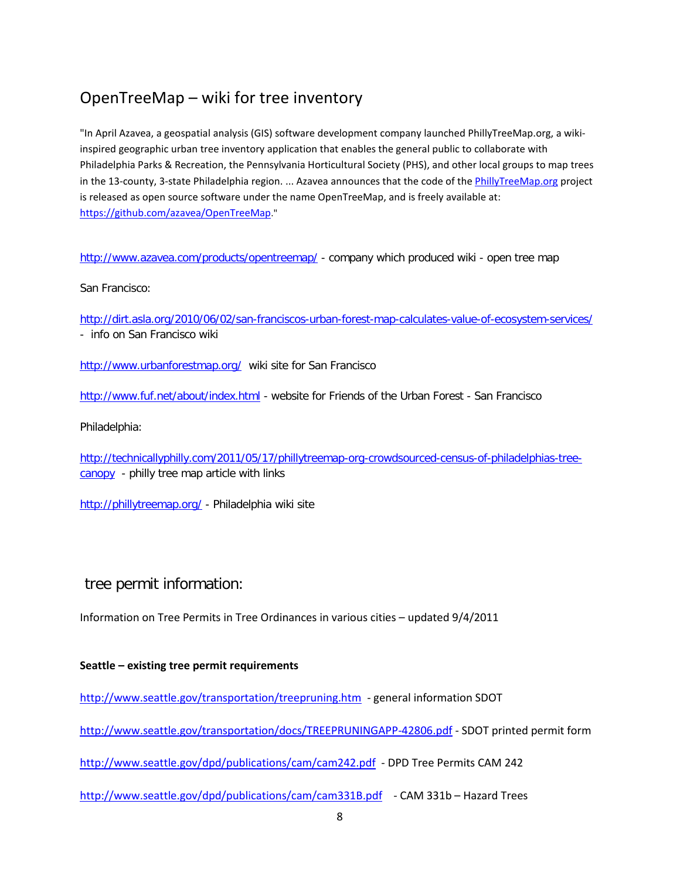## OpenTreeMap – wiki for tree inventory

"In April Azavea, a geospatial analysis (GIS) software development company launched PhillyTreeMap.org, a wiki-inspired geographic urban tree inventory application that enables the general public to collaborate with Philadelphia Parks & Recreation, the Pennsylvania Horticultural Society (PHS), and other local groups to map trees in the 13-county, 3-state Philadelphia region. ... Azavea announces that the code of the PhillyTreeMap.org project is released as open source software under the name OpenTreeMap, and is freely available at: https://github.com/azavea/OpenTreeMap."

http://www.azavea.com/products/opentreemap/ - company which produced wiki - open tree map

San Francisco:

http://dirt.asla.org/2010/06/02/san-franciscos-urban-forest-map-calculates-value-of-ecosystem-services/ - info on San Francisco wiki

http://www.urbanforestmap.org/ wiki site for San Francisco

http://www.fuf.net/about/index.html - website for Friends of the Urban Forest - San Francisco

Philadelphia:

http://technicallyphilly.com/2011/05/17/phillytreemap-org-crowdsourced-census-of-philadelphias-tree-canopy - philly tree map article with links

http://phillytreemap.org/ - Philadelphia wiki site

## tree permit information:

Information on Tree Permits in Tree Ordinances in various cities – updated 9/4/2011

**Seattle – existing tree permit requirements**

http://www.seattle.gov/transportation/treepruning.htm - general information SDOT

http://www.seattle.gov/transportation/docs/TREEPRUNINGAPP-42806.pdf - SDOT printed permit form

http://www.seattle.gov/dpd/publications/cam/cam242.pdf - DPD Tree Permits CAM 242

http://www.seattle.gov/dpd/publications/cam/cam331B.pdf - CAM 331b – Hazard Trees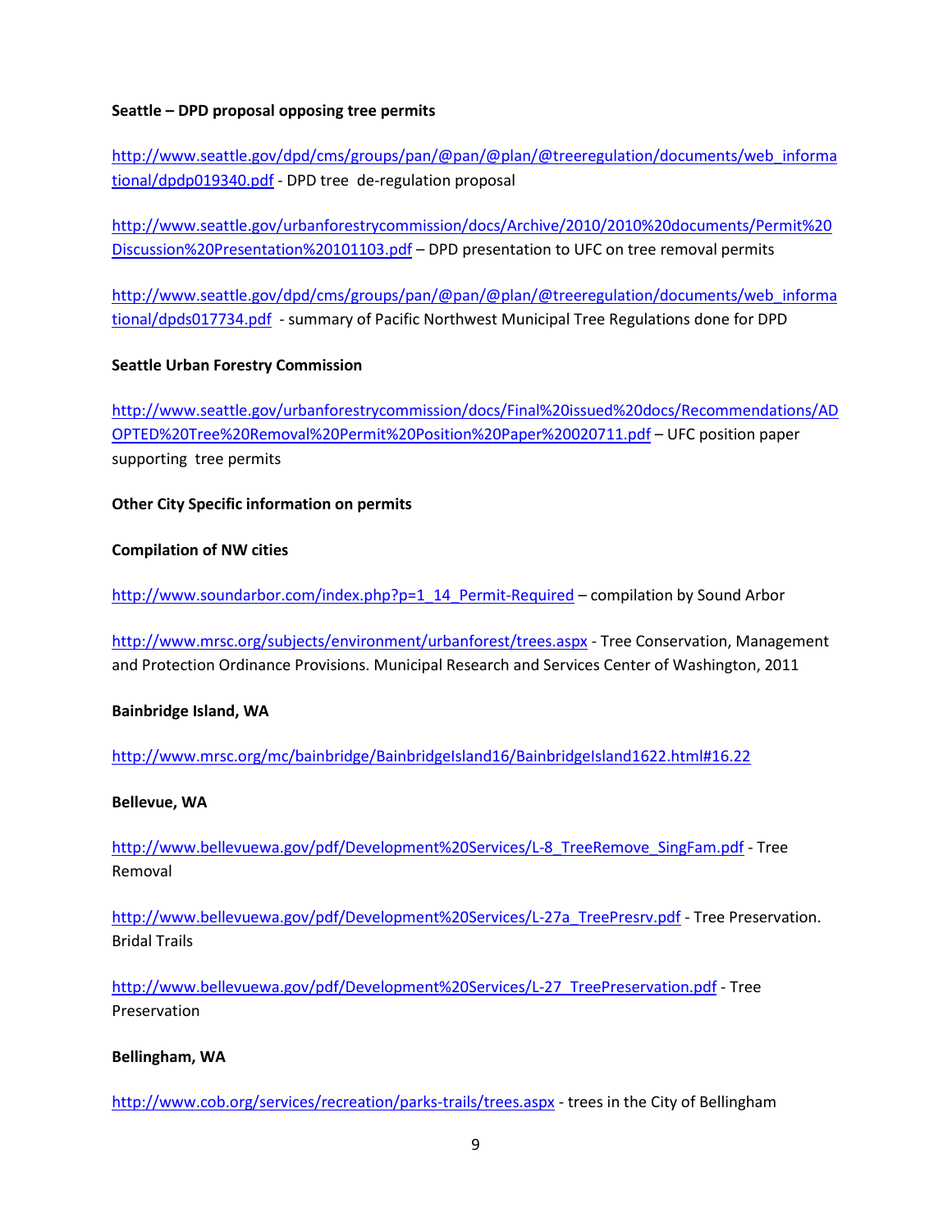**Seattle – DPD proposal opposing tree permits**

http://www.seattle.gov/dpd/cms/groups/pan/@pan/@plan/@treeregulation/documents/web_informational/dpdp019340.pdf - DPD tree de-regulation proposal

http://www.seattle.gov/urbanforestrycommission/docs/Archive/2010/2010%20documents/Permit%20Discussion%20Presentation%20101103.pdf – DPD presentation to UFC on tree removal permits

http://www.seattle.gov/dpd/cms/groups/pan/@pan/@plan/@treeregulation/documents/web_informational/dpds017734.pdf - summary of Pacific Northwest Municipal Tree Regulations done for DPD

**Seattle Urban Forestry Commission**

http://www.seattle.gov/urbanforestrycommission/docs/Final%20issued%20docs/Recommendations/ADOPTED%20Tree%20Removal%20Permit%20Position%20Paper%20020711.pdf – UFC position paper supporting tree permits

**Other City Specific information on permits**

**Compilation of NW cities**

http://www.soundarbor.com/index.php?p=1_14_Permit-Required – compilation by Sound Arbor

http://www.mrsc.org/subjects/environment/urbanforest/trees.aspx - Tree Conservation, Management and Protection Ordinance Provisions. Municipal Research and Services Center of Washington, 2011

**Bainbridge Island, WA**

http://www.mrsc.org/mc/bainbridge/BainbridgeIsland16/BainbridgeIsland1622.html#16.22

**Bellevue, WA**

http://www.bellevuewa.gov/pdf/Development%20Services/L-8_TreeRemove_SingFam.pdf - Tree Removal

http://www.bellevuewa.gov/pdf/Development%20Services/L-27a_TreePresrv.pdf - Tree Preservation. Bridal Trails

http://www.bellevuewa.gov/pdf/Development%20Services/L-27_TreePreservation.pdf - Tree Preservation

**Bellingham, WA**

http://www.cob.org/services/recreation/parks-trails/trees.aspx - trees in the City of Bellingham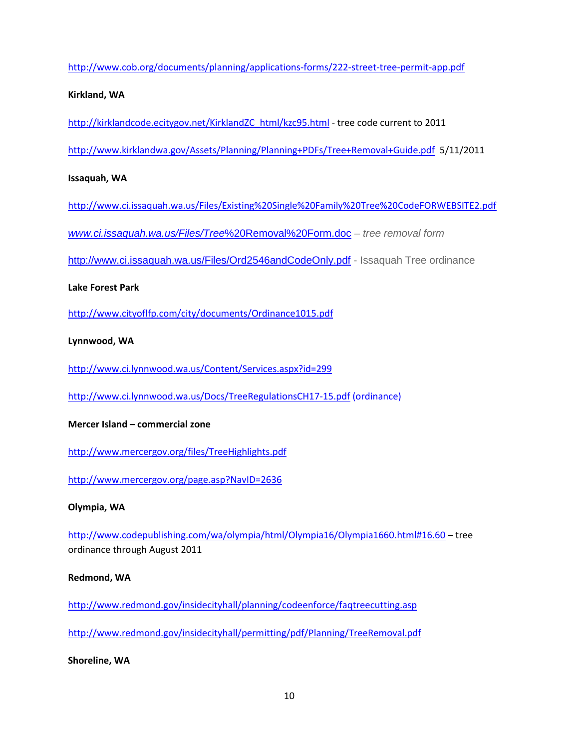http://www.cob.org/documents/planning/applications-forms/222-street-tree-permit-app.pdf

**Kirkland, WA**

http://kirklandcode.ecitygov.net/KirklandZC_html/kzc95.html - tree code current to 2011

http://www.kirklandwa.gov/Assets/Planning/Planning+PDFs/Tree+Removal+Guide.pdf 5/11/2011

**Issaquah, WA**

http://www.ci.issaquah.wa.us/Files/Existing%20Single%20Family%20Tree%20CodeFORWEBSITE2.pdf

*www.ci.issaquah.wa.us/Files/Tree*%20Removal%20Form.doc – *tree removal form*

http://www.ci.issaquah.wa.us/Files/Ord2546andCodeOnly.pdf - Issaquah Tree ordinance

**Lake Forest Park**

http://www.cityoflfp.com/city/documents/Ordinance1015.pdf

**Lynnwood, WA**

http://www.ci.lynnwood.wa.us/Content/Services.aspx?id=299

http://www.ci.lynnwood.wa.us/Docs/TreeRegulationsCH17-15.pdf (ordinance)

**Mercer Island – commercial zone**

http://www.mercergov.org/files/TreeHighlights.pdf

http://www.mercergov.org/page.asp?NavID=2636

**Olympia, WA**

http://www.codepublishing.com/wa/olympia/html/Olympia16/Olympia1660.html#16.60 – tree ordinance through August 2011

**Redmond, WA**

http://www.redmond.gov/insidecityhall/planning/codeenforce/faqtreecutting.asp

http://www.redmond.gov/insidecityhall/permitting/pdf/Planning/TreeRemoval.pdf

**Shoreline, WA**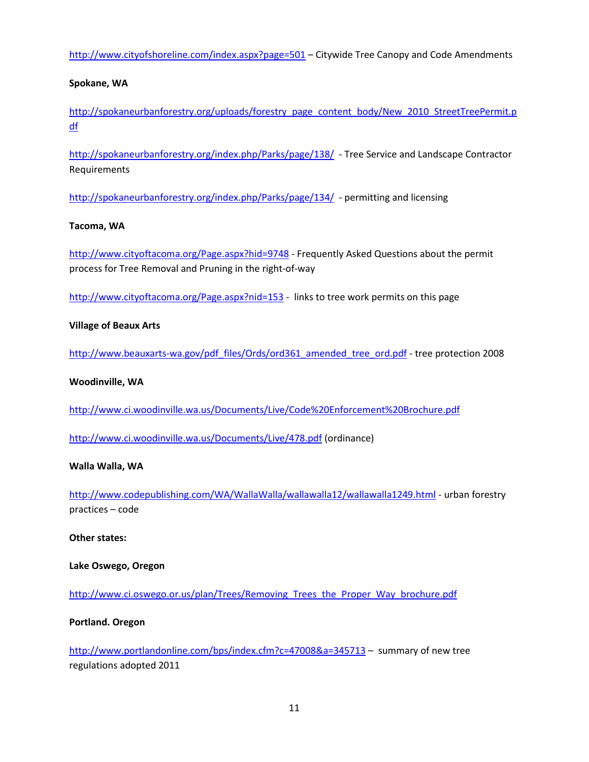http://www.cityofshoreline.com/index.aspx?page=501 – Citywide Tree Canopy and Code Amendments

**Spokane, WA**

http://spokaneurbanforestry.org/uploads/forestry_page_content_body/New_2010_StreetTreePermit.pdf

http://spokaneurbanforestry.org/index.php/Parks/page/138/ - Tree Service and Landscape Contractor Requirements

http://spokaneurbanforestry.org/index.php/Parks/page/134/ - permitting and licensing

**Tacoma, WA**

http://www.cityoftacoma.org/Page.aspx?hid=9748 - Frequently Asked Questions about the permit process for Tree Removal and Pruning in the right-of-way

http://www.cityoftacoma.org/Page.aspx?nid=153 - links to tree work permits on this page

**Village of Beaux Arts**

http://www.beauxarts-wa.gov/pdf_files/Ords/ord361_amended_tree_ord.pdf - tree protection 2008

**Woodinville, WA**

http://www.ci.woodinville.wa.us/Documents/Live/Code%20Enforcement%20Brochure.pdf

http://www.ci.woodinville.wa.us/Documents/Live/478.pdf (ordinance)

**Walla Walla, WA**

http://www.codepublishing.com/WA/WallaWalla/wallawalla12/wallawalla1249.html - urban forestry practices – code

**Other states:**

**Lake Oswego, Oregon**

http://www.ci.oswego.or.us/plan/Trees/Removing_Trees_the_Proper_Way_brochure.pdf

**Portland. Oregon**

http://www.portlandonline.com/bps/index.cfm?c=47008&a=345713 – summary of new tree regulations adopted 2011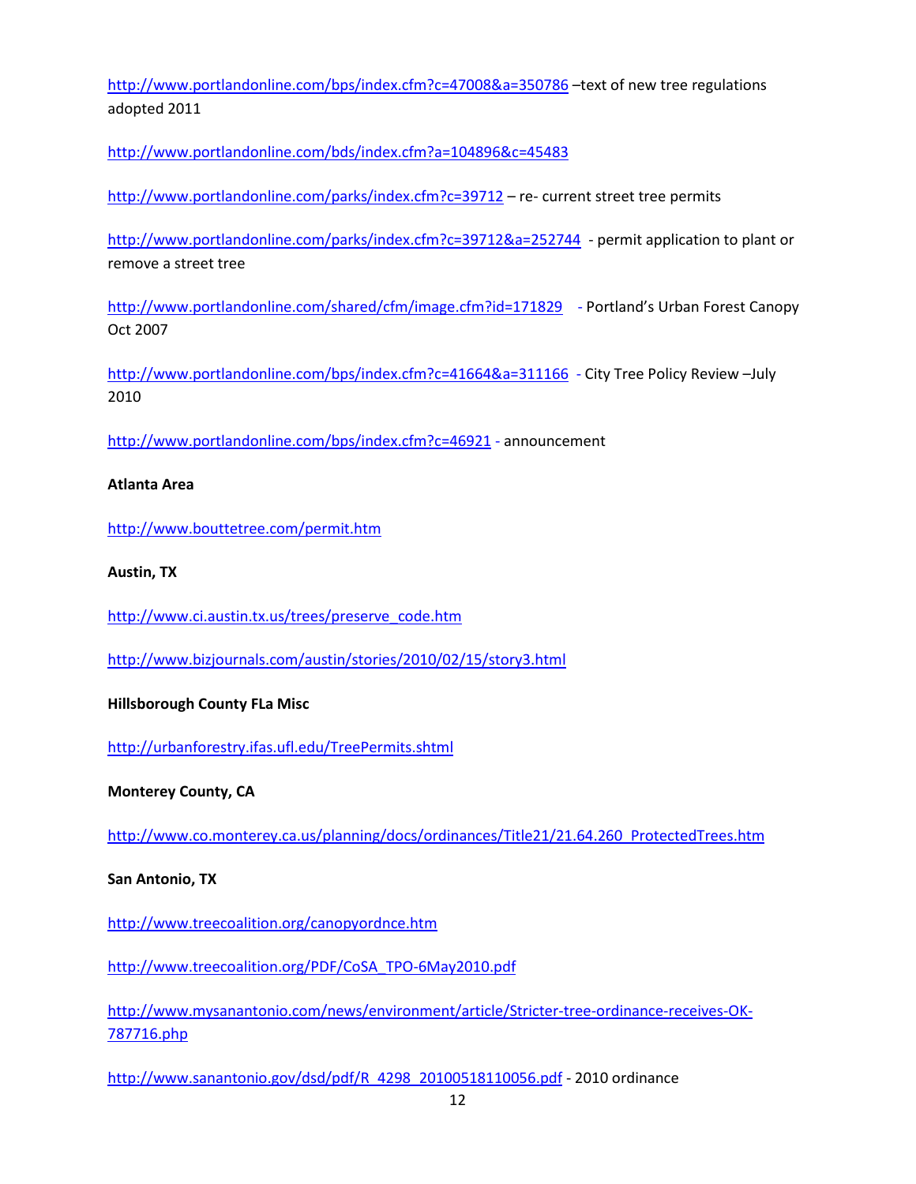http://www.portlandonline.com/bps/index.cfm?c=47008&a=350786 –text of new tree regulations adopted 2011

http://www.portlandonline.com/bds/index.cfm?a=104896&c=45483

http://www.portlandonline.com/parks/index.cfm?c=39712 – re- current street tree permits

http://www.portlandonline.com/parks/index.cfm?c=39712&a=252744 - permit application to plant or remove a street tree

http://www.portlandonline.com/shared/cfm/image.cfm?id=171829 - Portland's Urban Forest Canopy Oct 2007

http://www.portlandonline.com/bps/index.cfm?c=41664&a=311166 - City Tree Policy Review –July 2010

http://www.portlandonline.com/bps/index.cfm?c=46921 - announcement

**Atlanta Area**

http://www.bouttetree.com/permit.htm

**Austin, TX**

http://www.ci.austin.tx.us/trees/preserve_code.htm

http://www.bizjournals.com/austin/stories/2010/02/15/story3.html

**Hillsborough County FLa Misc**

http://urbanforestry.ifas.ufl.edu/TreePermits.shtml

**Monterey County, CA**

http://www.co.monterey.ca.us/planning/docs/ordinances/Title21/21.64.260_ProtectedTrees.htm

**San Antonio, TX**

http://www.treecoalition.org/canopyordnce.htm

http://www.treecoalition.org/PDF/CoSA_TPO-6May2010.pdf

http://www.mysanantonio.com/news/environment/article/Stricter-tree-ordinance-receives-OK-787716.php

http://www.sanantonio.gov/dsd/pdf/R_4298_20100518110056.pdf - 2010 ordinance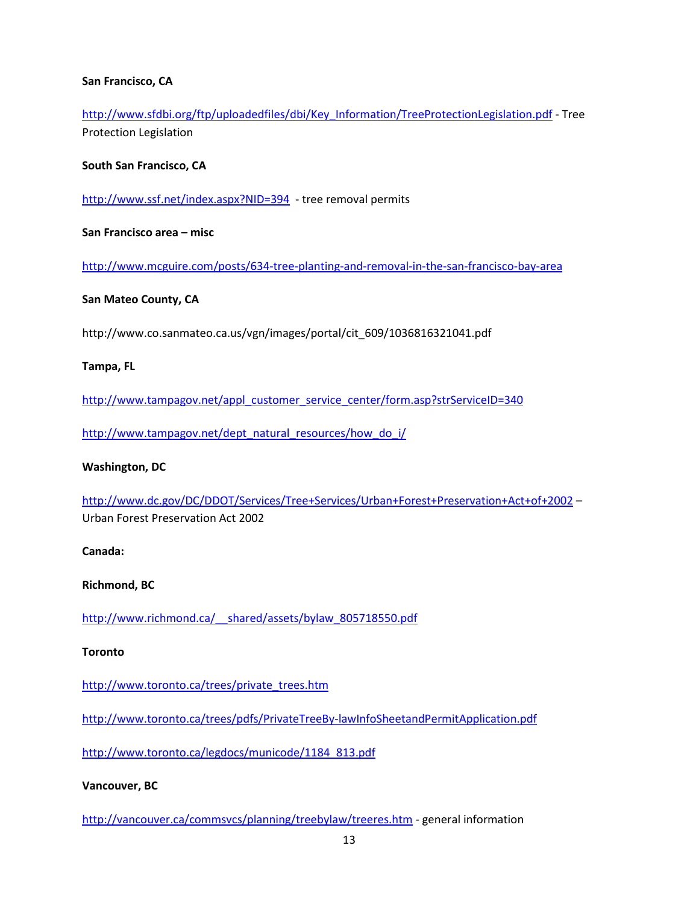**San Francisco, CA**

http://www.sfdbi.org/ftp/uploadedfiles/dbi/Key_Information/TreeProtectionLegislation.pdf - Tree Protection Legislation

**South San Francisco, CA**

http://www.ssf.net/index.aspx?NID=394 - tree removal permits

**San Francisco area – misc**

http://www.mcguire.com/posts/634-tree-planting-and-removal-in-the-san-francisco-bay-area

**San Mateo County, CA**

http://www.co.sanmateo.ca.us/vgn/images/portal/cit_609/1036816321041.pdf

**Tampa, FL**

http://www.tampagov.net/appl_customer_service_center/form.asp?strServiceID=340

http://www.tampagov.net/dept_natural_resources/how_do_i/

**Washington, DC**

http://www.dc.gov/DC/DDOT/Services/Tree+Services/Urban+Forest+Preservation+Act+of+2002 – Urban Forest Preservation Act 2002

**Canada:**

**Richmond, BC**

http://www.richmond.ca/__shared/assets/bylaw_805718550.pdf

**Toronto**

http://www.toronto.ca/trees/private_trees.htm

http://www.toronto.ca/trees/pdfs/PrivateTreeBy-lawInfoSheetandPermitApplication.pdf

http://www.toronto.ca/legdocs/municode/1184_813.pdf

**Vancouver, BC**

http://vancouver.ca/commsvcs/planning/treebylaw/treeres.htm - general information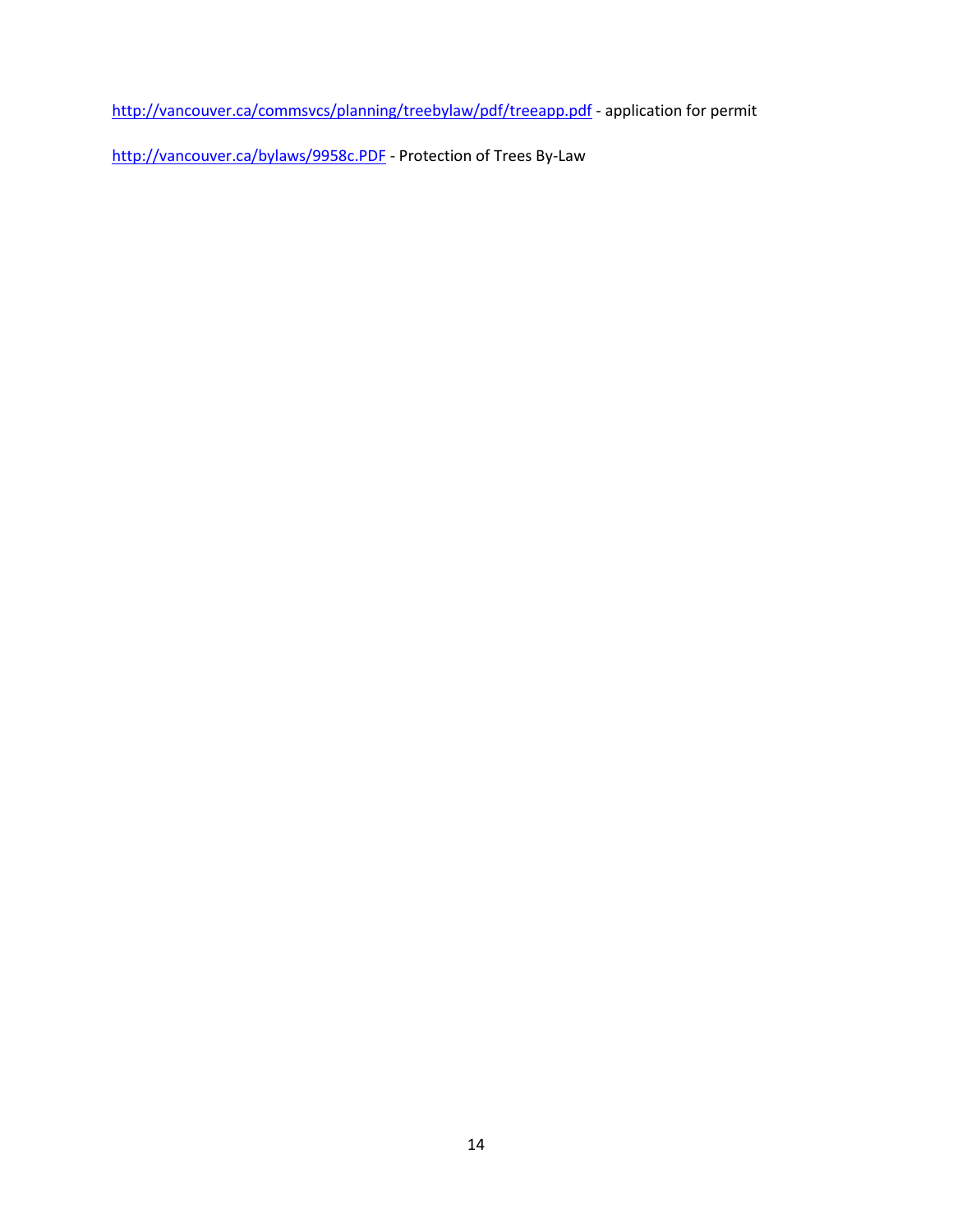http://vancouver.ca/commsvcs/planning/treebylaw/pdf/treeapp.pdf - application for permit

http://vancouver.ca/bylaws/9958c.PDF - Protection of Trees By-Law